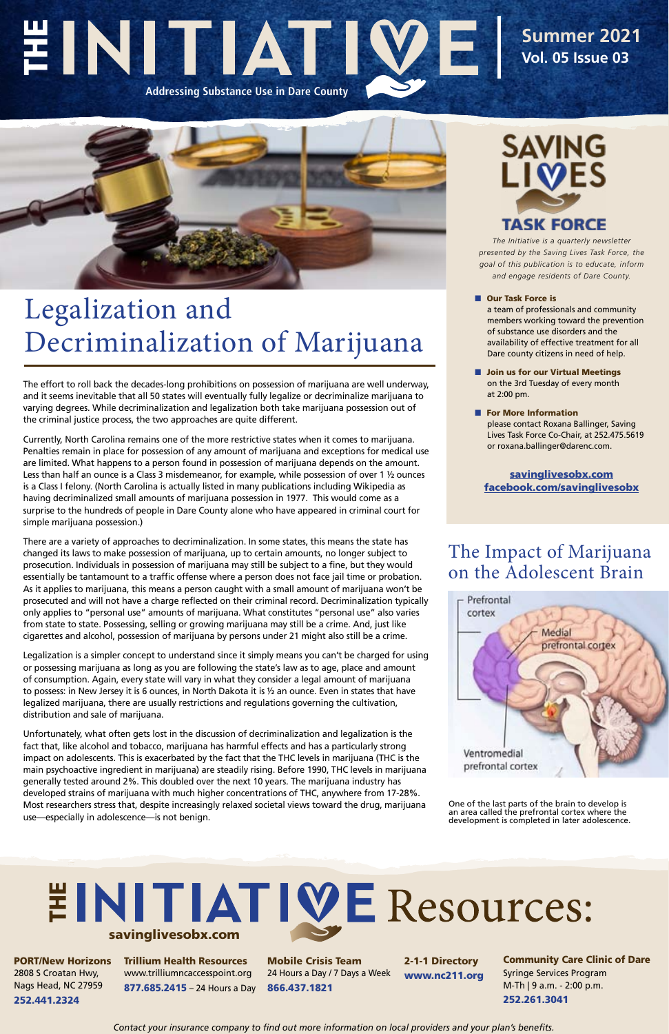# THE INITIATIVE

**Addressing Substance Use in Dare County**

**Summer 2021**
**Vol. 05 Issue 03**

# Legalization and Decriminalization of Marijuana

The effort to roll back the decades-long prohibitions on possession of marijuana are well underway, and it seems inevitable that all 50 states will eventually fully legalize or decriminalize marijuana to varying degrees. While decriminalization and legalization both take marijuana possession out of the criminal justice process, the two approaches are quite different.

Currently, North Carolina remains one of the more restrictive states when it comes to marijuana. Penalties remain in place for possession of any amount of marijuana and exceptions for medical use are limited. What happens to a person found in possession of marijuana depends on the amount. Less than half an ounce is a Class 3 misdemeanor, for example, while possession of over 1 ½ ounces is a Class I felony. (North Carolina is actually listed in many publications including Wikipedia as having decriminalized small amounts of marijuana possession in 1977. This would come as a surprise to the hundreds of people in Dare County alone who have appeared in criminal court for simple marijuana possession.)

There are a variety of approaches to decriminalization. In some states, this means the state has changed its laws to make possession of marijuana, up to certain amounts, no longer subject to prosecution. Individuals in possession of marijuana may still be subject to a fine, but they would essentially be tantamount to a traffic offense where a person does not face jail time or probation. As it applies to marijuana, this means a person caught with a small amount of marijuana won't be prosecuted and will not have a charge reflected on their criminal record. Decriminalization typically only applies to "personal use" amounts of marijuana. What constitutes "personal use" also varies from state to state. Possessing, selling or growing marijuana may still be a crime. And, just like cigarettes and alcohol, possession of marijuana by persons under 21 might also still be a crime.

Legalization is a simpler concept to understand since it simply means you can't be charged for using or possessing marijuana as long as you are following the state's law as to age, place and amount of consumption. Again, every state will vary in what they consider a legal amount of marijuana to possess: in New Jersey it is 6 ounces, in North Dakota it is ½ an ounce. Even in states that have legalized marijuana, there are usually restrictions and regulations governing the cultivation, distribution and sale of marijuana.

Unfortunately, what often gets lost in the discussion of decriminalization and legalization is the fact that, like alcohol and tobacco, marijuana has harmful effects and has a particularly strong impact on adolescents. This is exacerbated by the fact that the THC levels in marijuana (THC is the main psychoactive ingredient in marijuana) are steadily rising. Before 1990, THC levels in marijuana generally tested around 2%. This doubled over the next 10 years. The marijuana industry has developed strains of marijuana with much higher concentrations of THC, anywhere from 17-28%. Most researchers stress that, despite increasingly relaxed societal views toward the drug, marijuana use—especially in adolescence—is not benign.

## SAVING LIVES TASK FORCE

*The Initiative is a quarterly newsletter presented by the Saving Lives Task Force, the goal of this publication is to educate, inform and engage residents of Dare County.*

- **Our Task Force is**
  a team of professionals and community members working toward the prevention of substance use disorders and the availability of effective treatment for all Dare county citizens in need of help.
- **Join us for our Virtual Meetings**
  on the 3rd Tuesday of every month at 2:00 pm.
- **For More Information**
  please contact Roxana Ballinger, Saving Lives Task Force Co-Chair, at 252.475.5619 or roxana.ballinger@darenc.com.

**savinglivesobx.com**
**facebook.com/savinglivesobx**

## The Impact of Marijuana on the Adolescent Brain

Prefrontal cortex
Medial prefrontal cortex
Ventromedial prefrontal cortex

One of the last parts of the brain to develop is an area called the prefrontal cortex where the development is completed in later adolescence.

# THE INITIATIVE Resources:

**savinglivesobx.com**

**PORT/New Horizons**
2808 S Croatan Hwy,
Nags Head, NC 27959
**252.441.2324**

**Trillium Health Resources**
www.trilliumncaccesspoint.org
**877.685.2415** – 24 Hours a Day

**Mobile Crisis Team**
24 Hours a Day / 7 Days a Week
**866.437.1821**

**2-1-1 Directory**
**www.nc211.org**

**Community Care Clinic of Dare**
Syringe Services Program
M-Th | 9 a.m. - 2:00 p.m.
**252.261.3041**

*Contact your insurance company to find out more information on local providers and your plan's benefits.*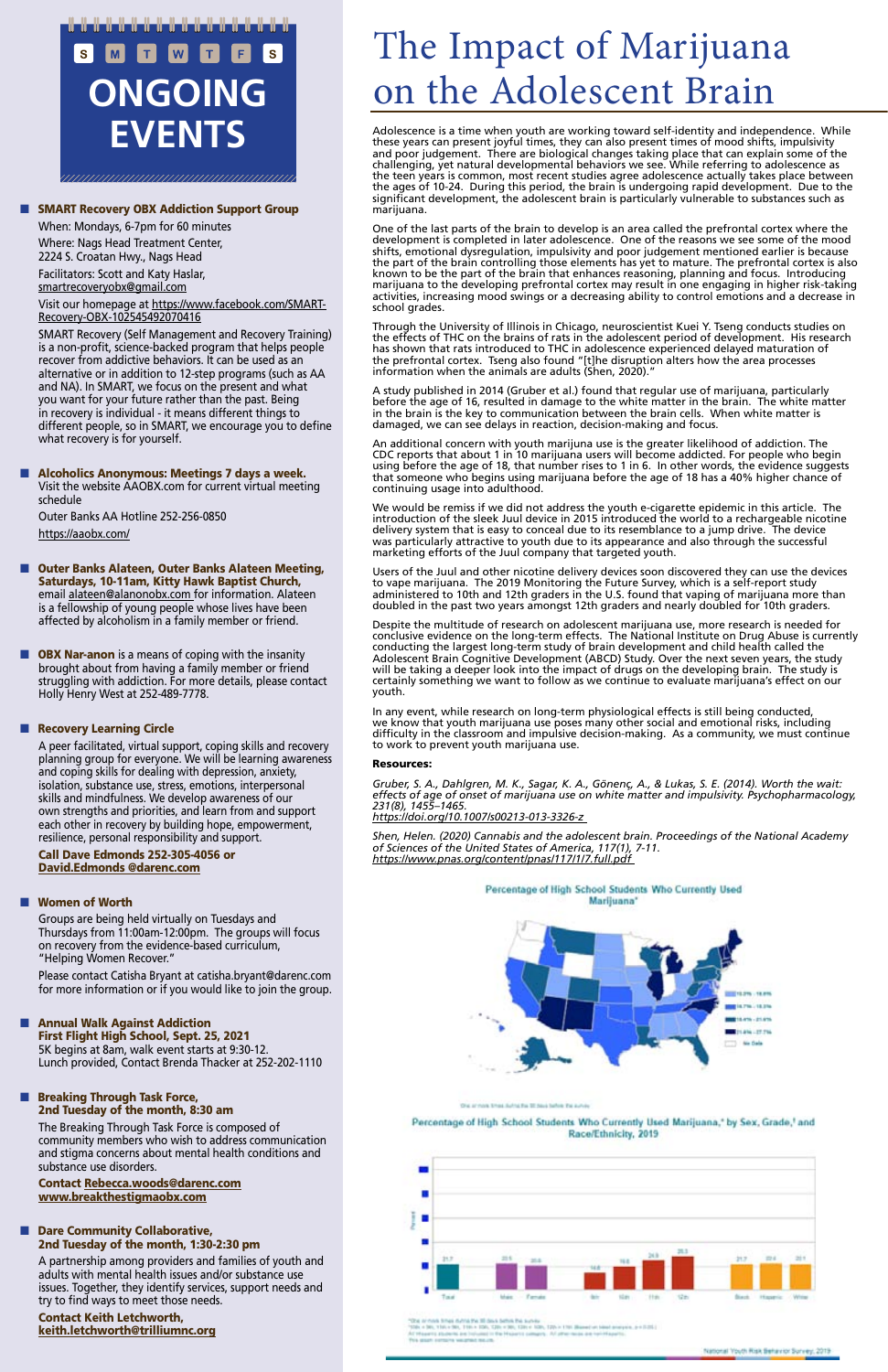S M T W T F S

# ONGOING EVENTS

- **SMART Recovery OBX Addiction Support Group**
  When: Mondays, 6-7pm for 60 minutes
  Where: Nags Head Treatment Center, 2224 S. Croatan Hwy., Nags Head
  Facilitators: Scott and Katy Haslar, smartrecoveryobx@gmail.com
  Visit our homepage at https://www.facebook.com/SMART-Recovery-OBX-102545492070416
  SMART Recovery (Self Management and Recovery Training) is a non-profit, science-backed program that helps people recover from addictive behaviors. It can be used as an alternative or in addition to 12-step programs (such as AA and NA). In SMART, we focus on the present and what you want for your future rather than the past. Being in recovery is individual - it means different things to different people, so in SMART, we encourage you to define what recovery is for yourself.

- **Alcoholics Anonymous: Meetings 7 days a week.** Visit the website AAOBX.com for current virtual meeting schedule
  Outer Banks AA Hotline 252-256-0850
  https://aaobx.com/

- **Outer Banks Alateen, Outer Banks Alateen Meeting, Saturdays, 10-11am, Kitty Hawk Baptist Church,** email alateen@alanonobx.com for information. Alateen is a fellowship of young people whose lives have been affected by alcoholism in a family member or friend.

- **OBX Nar-anon** is a means of coping with the insanity brought about from having a family member or friend struggling with addiction. For more details, please contact Holly Henry West at 252-489-7778.

- **Recovery Learning Circle**
  A peer facilitated, virtual support, coping skills and recovery planning group for everyone. We will be learning awareness and coping skills for dealing with depression, anxiety, isolation, substance use, stress, emotions, interpersonal skills and mindfulness. We develop awareness of our own strengths and priorities, and learn from and support each other in recovery by building hope, empowerment, resilience, personal responsibility and support.
  **Call Dave Edmonds 252-305-4056 or David.Edmonds @darenc.com**

- **Women of Worth**
  Groups are being held virtually on Tuesdays and Thursdays from 11:00am-12:00pm. The groups will focus on recovery from the evidence-based curriculum, "Helping Women Recover."
  Please contact Catisha Bryant at catisha.bryant@darenc.com for more information or if you would like to join the group.

- **Annual Walk Against Addiction**
  **First Flight High School, Sept. 25, 2021**
  5K begins at 8am, walk event starts at 9:30-12.
  Lunch provided, Contact Brenda Thacker at 252-202-1110

- **Breaking Through Task Force, 2nd Tuesday of the month, 8:30 am**
  The Breaking Through Task Force is composed of community members who wish to address communication and stigma concerns about mental health conditions and substance use disorders.
  **Contact Rebecca.woods@darenc.com**
  **www.breakthestigmaobx.com**

- **Dare Community Collaborative, 2nd Tuesday of the month, 1:30-2:30 pm**
  A partnership among providers and families of youth and adults with mental health issues and/or substance use issues. Together, they identify services, support needs and try to find ways to meet those needs.
  **Contact Keith Letchworth, keith.letchworth@trilliumnc.org**

# The Impact of Marijuana on the Adolescent Brain

Adolescence is a time when youth are working toward self-identity and independence. While these years can present joyful times, they can also present times of mood shifts, impulsivity and poor judgement. There are biological changes taking place that can explain some of the challenging, yet natural developmental behaviors we see. While referring to adolescence as the teen years is common, most recent studies agree adolescence actually takes place between the ages of 10-24. During this period, the brain is undergoing rapid development. Due to the significant development, the adolescent brain is particularly vulnerable to substances such as marijuana.

One of the last parts of the brain to develop is an area called the prefrontal cortex where the development is completed in later adolescence. One of the reasons we see some of the mood shifts, emotional dysregulation, impulsivity and poor judgement mentioned earlier is because the part of the brain controlling those elements has yet to mature. The prefrontal cortex is also known to be the part of the brain that enhances reasoning, planning and focus. Introducing marijuana to the developing prefrontal cortex may result in one engaging in higher risk-taking activities, increasing mood swings or a decreasing ability to control emotions and a decrease in school grades.

Through the University of Illinois in Chicago, neuroscientist Kuei Y. Tseng conducts studies on the effects of THC on the brains of rats in the adolescent period of development. His research has shown that rats introduced to THC in adolescence experienced delayed maturation of the prefrontal cortex. Tseng also found "[t]he disruption alters how the area processes information when the animals are adults (Shen, 2020)."

A study published in 2014 (Gruber et al.) found that regular use of marijuana, particularly before the age of 16, resulted in damage to the white matter in the brain. The white matter in the brain is the key to communication between the brain cells. When white matter is damaged, we can see delays in reaction, decision-making and focus.

An additional concern with youth marijuana use is the greater likelihood of addiction. The CDC reports that about 1 in 10 marijuana users will become addicted. For people who begin using before the age of 18, that number rises to 1 in 6. In other words, the evidence suggests that someone who begins using marijuana before the age of 18 has a 40% higher chance of continuing usage into adulthood.

We would be remiss if we did not address the youth e-cigarette epidemic in this article. The introduction of the sleek Juul device in 2015 introduced the world to a rechargeable nicotine delivery system that is easy to conceal due to its resemblance to a jump drive. The device was particularly attractive to youth due to its appearance and also through the successful marketing efforts of the Juul company that targeted youth.

Users of the Juul and other nicotine delivery devices soon discovered they can use the devices to vape marijuana. The 2019 Monitoring the Future Survey, which is a self-report study administered to 10th and 12th graders in the U.S. found that vaping of marijuana more than doubled in the past two years amongst 12th graders and nearly doubled for 10th graders.

Despite the multitude of research on adolescent marijuana use, more research is needed for conclusive evidence on the long-term effects. The National Institute on Drug Abuse is currently conducting the largest long-term study of brain development and child health called the Adolescent Brain Cognitive Development (ABCD) Study. Over the next seven years, the study will be taking a deeper look into the impact of drugs on the developing brain. The study is certainly something we want to follow as we continue to evaluate marijuana's effect on our youth.

In any event, while research on long-term physiological effects is still being conducted, we know that youth marijuana use poses many other social and emotional risks, including difficulty in the classroom and impulsive decision-making. As a community, we must continue to work to prevent youth marijuana use.

**Resources:**

*Gruber, S. A., Dahlgren, M. K., Sagar, K. A., Gönenç, A., & Lukas, S. E. (2014). Worth the wait: effects of age of onset of marijuana use on white matter and impulsivity. Psychopharmacology, 231(8), 1455–1465.*
*https://doi.org/10.1007/s00213-013-3326-z*

*Shen, Helen. (2020) Cannabis and the adolescent brain. Proceedings of the National Academy of Sciences of the United States of America, 117(1), 7-11.*
*https://www.pnas.org/content/pnas/117/1/7.full.pdf*

Percentage of High School Students Who Currently Used Marijuana*

10.2% - 16.6%
16.7% - 19.3%
19.4% - 21.6%
21.6% - 27.7%
No Data

*On at least 1 day during the 30 days before the survey

Percentage of High School Students Who Currently Used Marijuana,* by Sex, Grade,† and Race/Ethnicity, 2019

Total 21.7
Male 23.5
Female 20.6
9th 14.6
10th 19.8
11th 24.9
12th 28.3
Black 21.7
Hispanic 22.4
White 20.1

National Youth Risk Behavior Survey, 2019